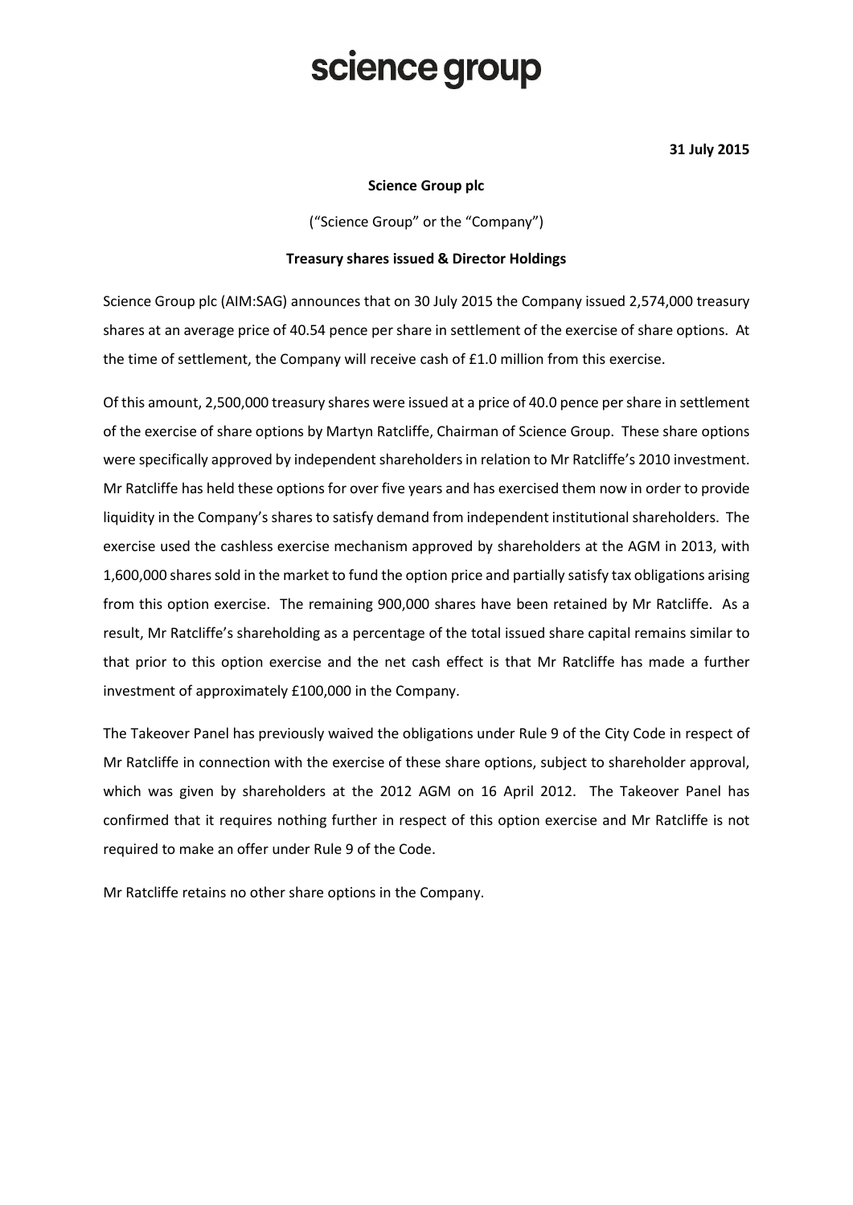# science group

**31 July 2015**

**Science Group plc**

("Science Group" or the "Company")

**Treasury shares issued & Director Holdings**

Science Group plc (AIM:SAG) announces that on 30 July 2015 the Company issued 2,574,000 treasury shares at an average price of 40.54 pence per share in settlement of the exercise of share options. At the time of settlement, the Company will receive cash of £1.0 million from this exercise.

Of this amount, 2,500,000 treasury shares were issued at a price of 40.0 pence per share in settlement of the exercise of share options by Martyn Ratcliffe, Chairman of Science Group. These share options were specifically approved by independent shareholders in relation to Mr Ratcliffe's 2010 investment. Mr Ratcliffe has held these options for over five years and has exercised them now in order to provide liquidity in the Company's shares to satisfy demand from independent institutional shareholders. The exercise used the cashless exercise mechanism approved by shareholders at the AGM in 2013, with 1,600,000 shares sold in the market to fund the option price and partially satisfy tax obligations arising from this option exercise. The remaining 900,000 shares have been retained by Mr Ratcliffe. As a result, Mr Ratcliffe's shareholding as a percentage of the total issued share capital remains similar to that prior to this option exercise and the net cash effect is that Mr Ratcliffe has made a further investment of approximately £100,000 in the Company.

The Takeover Panel has previously waived the obligations under Rule 9 of the City Code in respect of Mr Ratcliffe in connection with the exercise of these share options, subject to shareholder approval, which was given by shareholders at the 2012 AGM on 16 April 2012. The Takeover Panel has confirmed that it requires nothing further in respect of this option exercise and Mr Ratcliffe is not required to make an offer under Rule 9 of the Code.

Mr Ratcliffe retains no other share options in the Company.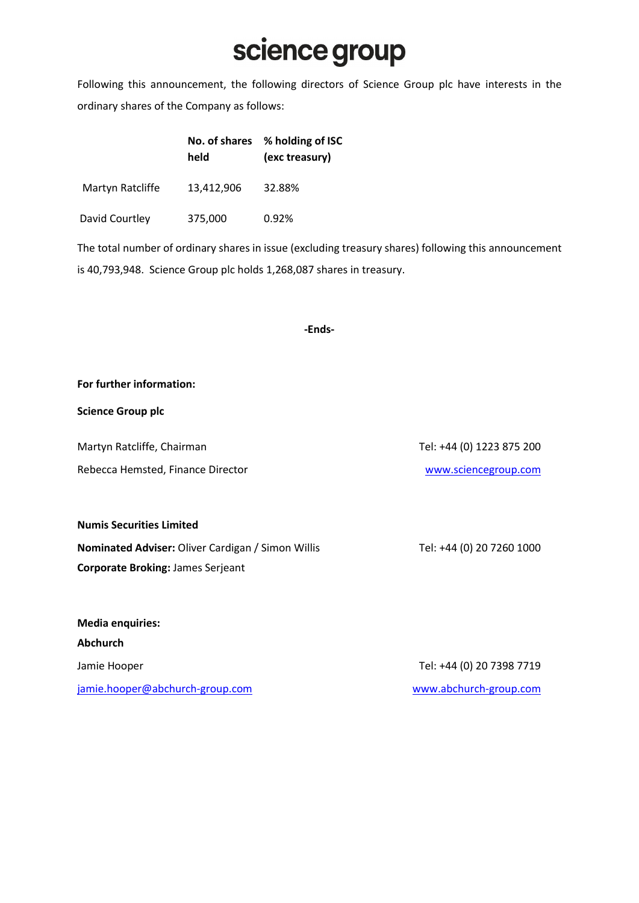# science group

Following this announcement, the following directors of Science Group plc have interests in the ordinary shares of the Company as follows:

| | No. of shares held | % holding of ISC (exc treasury) |
|---|---|---|
| Martyn Ratcliffe | 13,412,906 | 32.88% |
| David Courtley | 375,000 | 0.92% |

The total number of ordinary shares in issue (excluding treasury shares) following this announcement is 40,793,948. Science Group plc holds 1,268,087 shares in treasury.

**-Ends-**

**For further information:**

**Science Group plc**

Martyn Ratcliffe, Chairman — Tel: +44 (0) 1223 875 200

Rebecca Hemsted, Finance Director — www.sciencegroup.com

**Numis Securities Limited**

**Nominated Adviser:** Oliver Cardigan / Simon Willis — Tel: +44 (0) 20 7260 1000

**Corporate Broking:** James Serjeant

**Media enquiries:**

**Abchurch**

Jamie Hooper — Tel: +44 (0) 20 7398 7719

jamie.hooper@abchurch-group.com — www.abchurch-group.com